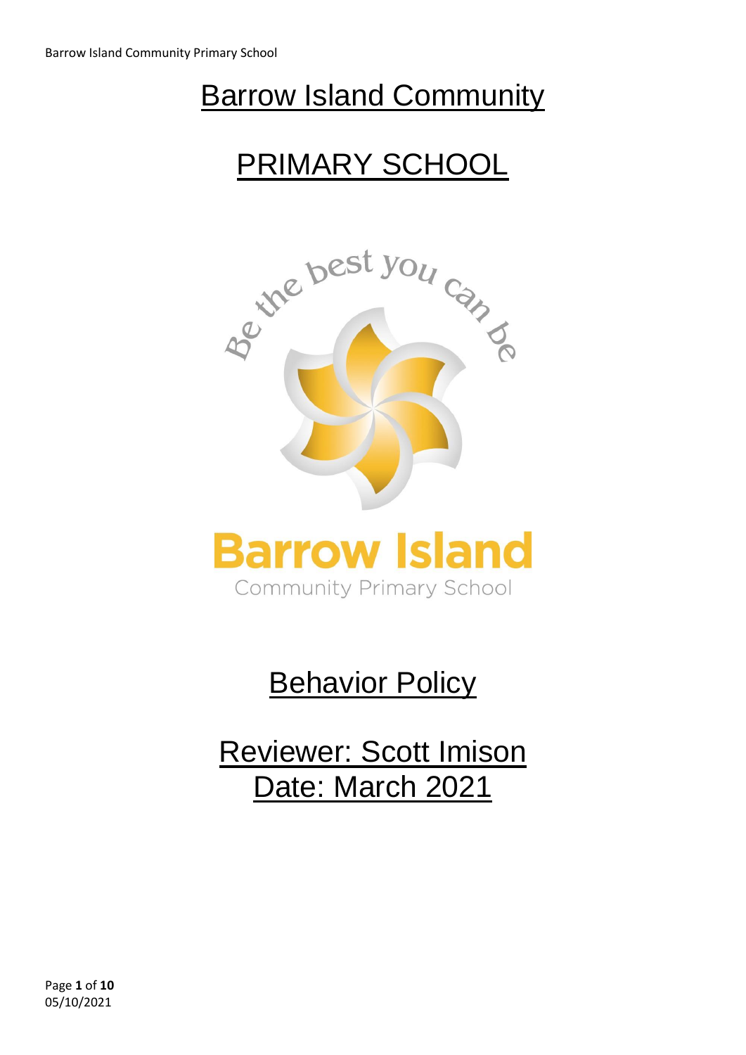# Barrow Island Community

# PRIMARY SCHOOL

Be the best you can be

**Barrow Island**

Community Primary School

## Behavior Policy

## Reviewer: Scott Imison
## Date: March 2021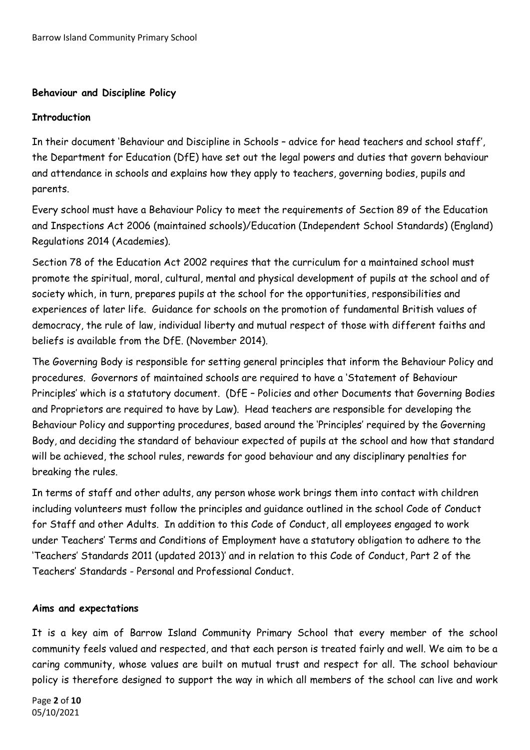## Behaviour and Discipline Policy

### Introduction

In their document 'Behaviour and Discipline in Schools – advice for head teachers and school staff', the Department for Education (DfE) have set out the legal powers and duties that govern behaviour and attendance in schools and explains how they apply to teachers, governing bodies, pupils and parents.

Every school must have a Behaviour Policy to meet the requirements of Section 89 of the Education and Inspections Act 2006 (maintained schools)/Education (Independent School Standards) (England) Regulations 2014 (Academies).

Section 78 of the Education Act 2002 requires that the curriculum for a maintained school must promote the spiritual, moral, cultural, mental and physical development of pupils at the school and of society which, in turn, prepares pupils at the school for the opportunities, responsibilities and experiences of later life. Guidance for schools on the promotion of fundamental British values of democracy, the rule of law, individual liberty and mutual respect of those with different faiths and beliefs is available from the DfE. (November 2014).

The Governing Body is responsible for setting general principles that inform the Behaviour Policy and procedures. Governors of maintained schools are required to have a 'Statement of Behaviour Principles' which is a statutory document. (DfE – Policies and other Documents that Governing Bodies and Proprietors are required to have by Law). Head teachers are responsible for developing the Behaviour Policy and supporting procedures, based around the 'Principles' required by the Governing Body, and deciding the standard of behaviour expected of pupils at the school and how that standard will be achieved, the school rules, rewards for good behaviour and any disciplinary penalties for breaking the rules.

In terms of staff and other adults, any person whose work brings them into contact with children including volunteers must follow the principles and guidance outlined in the school Code of Conduct for Staff and other Adults. In addition to this Code of Conduct, all employees engaged to work under Teachers' Terms and Conditions of Employment have a statutory obligation to adhere to the 'Teachers' Standards 2011 (updated 2013)' and in relation to this Code of Conduct, Part 2 of the Teachers' Standards - Personal and Professional Conduct.

### Aims and expectations

It is a key aim of Barrow Island Community Primary School that every member of the school community feels valued and respected, and that each person is treated fairly and well. We aim to be a caring community, whose values are built on mutual trust and respect for all. The school behaviour policy is therefore designed to support the way in which all members of the school can live and work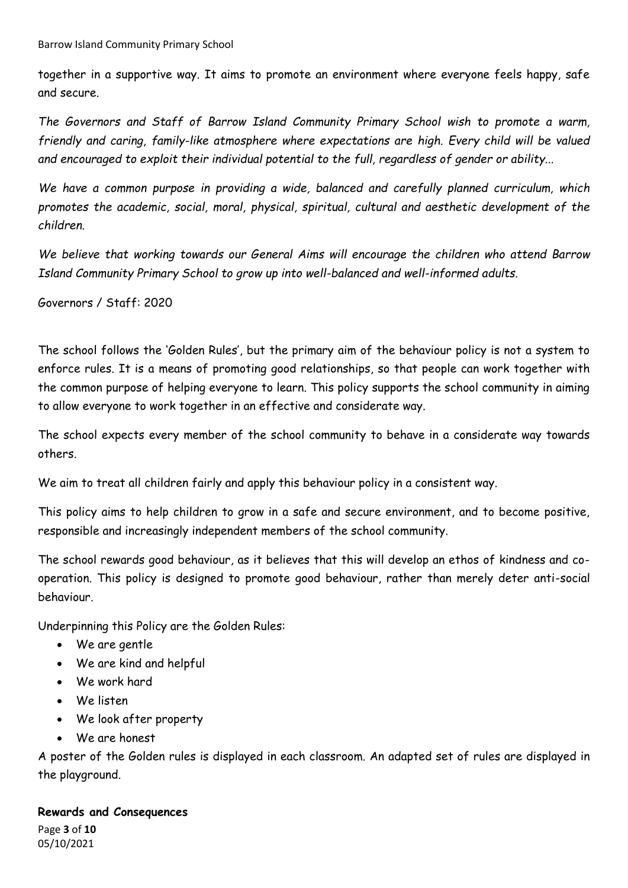together in a supportive way. It aims to promote an environment where everyone feels happy, safe and secure.

*The Governors and Staff of Barrow Island Community Primary School wish to promote a warm, friendly and caring, family-like atmosphere where expectations are high. Every child will be valued and encouraged to exploit their individual potential to the full, regardless of gender or ability...*

*We have a common purpose in providing a wide, balanced and carefully planned curriculum, which promotes the academic, social, moral, physical, spiritual, cultural and aesthetic development of the children.*

*We believe that working towards our General Aims will encourage the children who attend Barrow Island Community Primary School to grow up into well-balanced and well-informed adults.*

Governors / Staff: 2020

The school follows the 'Golden Rules', but the primary aim of the behaviour policy is not a system to enforce rules. It is a means of promoting good relationships, so that people can work together with the common purpose of helping everyone to learn. This policy supports the school community in aiming to allow everyone to work together in an effective and considerate way.

The school expects every member of the school community to behave in a considerate way towards others.

We aim to treat all children fairly and apply this behaviour policy in a consistent way.

This policy aims to help children to grow in a safe and secure environment, and to become positive, responsible and increasingly independent members of the school community.

The school rewards good behaviour, as it believes that this will develop an ethos of kindness and co-operation. This policy is designed to promote good behaviour, rather than merely deter anti-social behaviour.

Underpinning this Policy are the Golden Rules:

- We are gentle
- We are kind and helpful
- We work hard
- We listen
- We look after property
- We are honest

A poster of the Golden rules is displayed in each classroom. An adapted set of rules are displayed in the playground.

**Rewards and Consequences**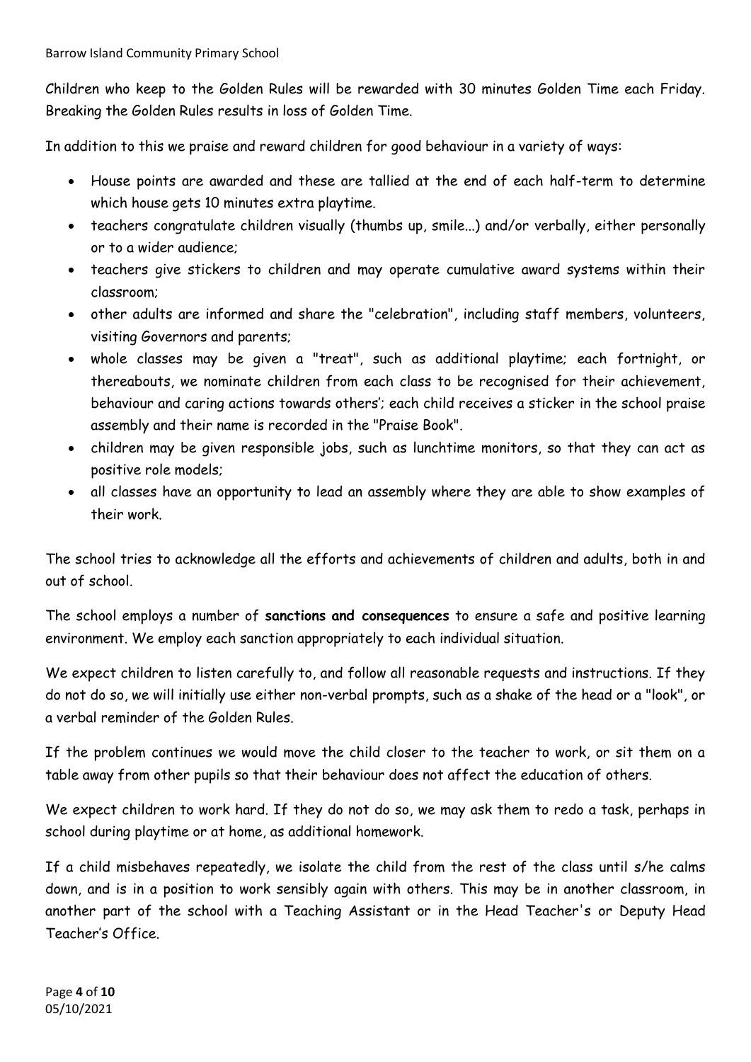Children who keep to the Golden Rules will be rewarded with 30 minutes Golden Time each Friday. Breaking the Golden Rules results in loss of Golden Time.

In addition to this we praise and reward children for good behaviour in a variety of ways:

- House points are awarded and these are tallied at the end of each half-term to determine which house gets 10 minutes extra playtime.
- teachers congratulate children visually (thumbs up, smile...) and/or verbally, either personally or to a wider audience;
- teachers give stickers to children and may operate cumulative award systems within their classroom;
- other adults are informed and share the "celebration", including staff members, volunteers, visiting Governors and parents;
- whole classes may be given a "treat", such as additional playtime; each fortnight, or thereabouts, we nominate children from each class to be recognised for their achievement, behaviour and caring actions towards others'; each child receives a sticker in the school praise assembly and their name is recorded in the "Praise Book".
- children may be given responsible jobs, such as lunchtime monitors, so that they can act as positive role models;
- all classes have an opportunity to lead an assembly where they are able to show examples of their work.

The school tries to acknowledge all the efforts and achievements of children and adults, both in and out of school.

The school employs a number of **sanctions and consequences** to ensure a safe and positive learning environment. We employ each sanction appropriately to each individual situation.

We expect children to listen carefully to, and follow all reasonable requests and instructions. If they do not do so, we will initially use either non-verbal prompts, such as a shake of the head or a "look", or a verbal reminder of the Golden Rules.

If the problem continues we would move the child closer to the teacher to work, or sit them on a table away from other pupils so that their behaviour does not affect the education of others.

We expect children to work hard. If they do not do so, we may ask them to redo a task, perhaps in school during playtime or at home, as additional homework.

If a child misbehaves repeatedly, we isolate the child from the rest of the class until s/he calms down, and is in a position to work sensibly again with others. This may be in another classroom, in another part of the school with a Teaching Assistant or in the Head Teacher's or Deputy Head Teacher's Office.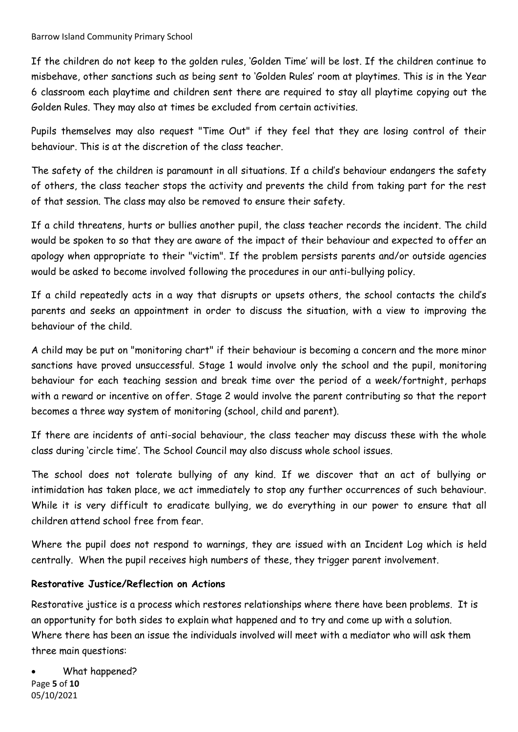If the children do not keep to the golden rules, 'Golden Time' will be lost. If the children continue to misbehave, other sanctions such as being sent to 'Golden Rules' room at playtimes. This is in the Year 6 classroom each playtime and children sent there are required to stay all playtime copying out the Golden Rules. They may also at times be excluded from certain activities.

Pupils themselves may also request "Time Out" if they feel that they are losing control of their behaviour. This is at the discretion of the class teacher.

The safety of the children is paramount in all situations. If a child's behaviour endangers the safety of others, the class teacher stops the activity and prevents the child from taking part for the rest of that session. The class may also be removed to ensure their safety.

If a child threatens, hurts or bullies another pupil, the class teacher records the incident. The child would be spoken to so that they are aware of the impact of their behaviour and expected to offer an apology when appropriate to their "victim". If the problem persists parents and/or outside agencies would be asked to become involved following the procedures in our anti-bullying policy.

If a child repeatedly acts in a way that disrupts or upsets others, the school contacts the child's parents and seeks an appointment in order to discuss the situation, with a view to improving the behaviour of the child.

A child may be put on "monitoring chart" if their behaviour is becoming a concern and the more minor sanctions have proved unsuccessful. Stage 1 would involve only the school and the pupil, monitoring behaviour for each teaching session and break time over the period of a week/fortnight, perhaps with a reward or incentive on offer. Stage 2 would involve the parent contributing so that the report becomes a three way system of monitoring (school, child and parent).

If there are incidents of anti-social behaviour, the class teacher may discuss these with the whole class during 'circle time'. The School Council may also discuss whole school issues.

The school does not tolerate bullying of any kind. If we discover that an act of bullying or intimidation has taken place, we act immediately to stop any further occurrences of such behaviour. While it is very difficult to eradicate bullying, we do everything in our power to ensure that all children attend school free from fear.

Where the pupil does not respond to warnings, they are issued with an Incident Log which is held centrally. When the pupil receives high numbers of these, they trigger parent involvement.

**Restorative Justice/Reflection on Actions**

Restorative justice is a process which restores relationships where there have been problems. It is an opportunity for both sides to explain what happened and to try and come up with a solution. Where there has been an issue the individuals involved will meet with a mediator who will ask them three main questions:

- What happened?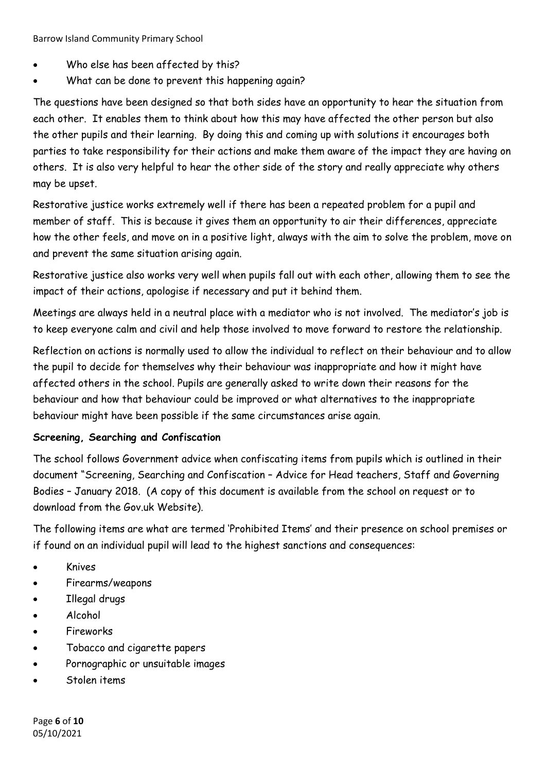- Who else has been affected by this?
- What can be done to prevent this happening again?

The questions have been designed so that both sides have an opportunity to hear the situation from each other. It enables them to think about how this may have affected the other person but also the other pupils and their learning. By doing this and coming up with solutions it encourages both parties to take responsibility for their actions and make them aware of the impact they are having on others. It is also very helpful to hear the other side of the story and really appreciate why others may be upset.

Restorative justice works extremely well if there has been a repeated problem for a pupil and member of staff. This is because it gives them an opportunity to air their differences, appreciate how the other feels, and move on in a positive light, always with the aim to solve the problem, move on and prevent the same situation arising again.

Restorative justice also works very well when pupils fall out with each other, allowing them to see the impact of their actions, apologise if necessary and put it behind them.

Meetings are always held in a neutral place with a mediator who is not involved. The mediator's job is to keep everyone calm and civil and help those involved to move forward to restore the relationship.

Reflection on actions is normally used to allow the individual to reflect on their behaviour and to allow the pupil to decide for themselves why their behaviour was inappropriate and how it might have affected others in the school. Pupils are generally asked to write down their reasons for the behaviour and how that behaviour could be improved or what alternatives to the inappropriate behaviour might have been possible if the same circumstances arise again.

**Screening, Searching and Confiscation**

The school follows Government advice when confiscating items from pupils which is outlined in their document "Screening, Searching and Confiscation – Advice for Head teachers, Staff and Governing Bodies – January 2018. (A copy of this document is available from the school on request or to download from the Gov.uk Website).

The following items are what are termed 'Prohibited Items' and their presence on school premises or if found on an individual pupil will lead to the highest sanctions and consequences:

- Knives
- Firearms/weapons
- Illegal drugs
- Alcohol
- Fireworks
- Tobacco and cigarette papers
- Pornographic or unsuitable images
- Stolen items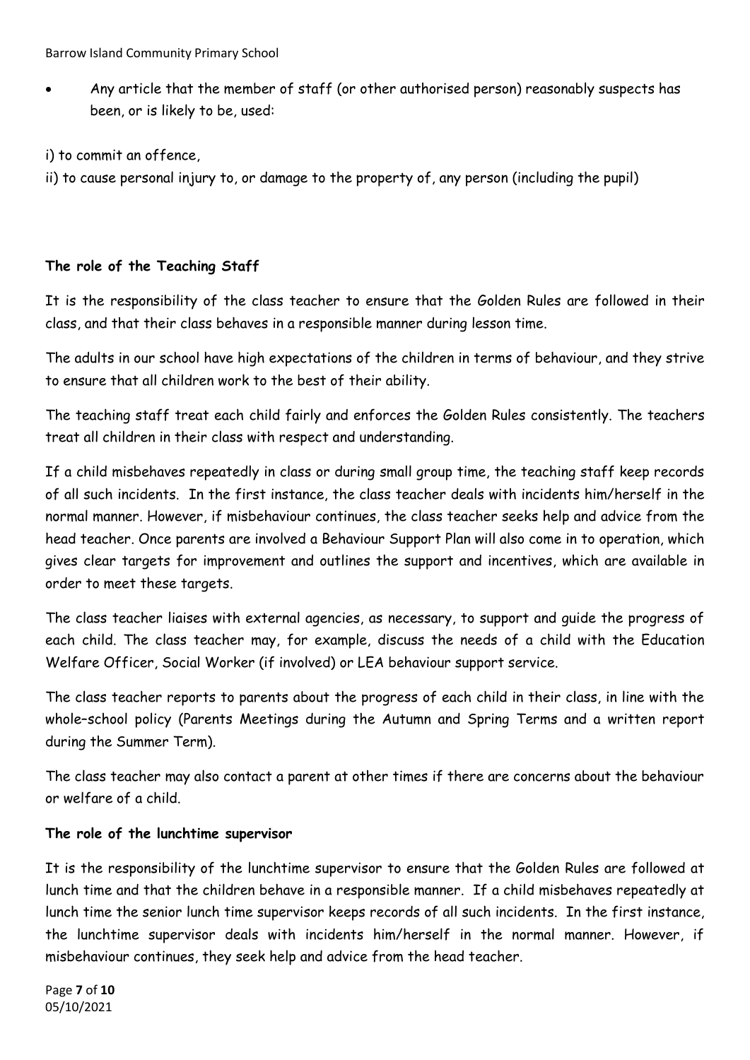- Any article that the member of staff (or other authorised person) reasonably suspects has been, or is likely to be, used:

i) to commit an offence,

ii) to cause personal injury to, or damage to the property of, any person (including the pupil)

**The role of the Teaching Staff**

It is the responsibility of the class teacher to ensure that the Golden Rules are followed in their class, and that their class behaves in a responsible manner during lesson time.

The adults in our school have high expectations of the children in terms of behaviour, and they strive to ensure that all children work to the best of their ability.

The teaching staff treat each child fairly and enforces the Golden Rules consistently. The teachers treat all children in their class with respect and understanding.

If a child misbehaves repeatedly in class or during small group time, the teaching staff keep records of all such incidents. In the first instance, the class teacher deals with incidents him/herself in the normal manner. However, if misbehaviour continues, the class teacher seeks help and advice from the head teacher. Once parents are involved a Behaviour Support Plan will also come in to operation, which gives clear targets for improvement and outlines the support and incentives, which are available in order to meet these targets.

The class teacher liaises with external agencies, as necessary, to support and guide the progress of each child. The class teacher may, for example, discuss the needs of a child with the Education Welfare Officer, Social Worker (if involved) or LEA behaviour support service.

The class teacher reports to parents about the progress of each child in their class, in line with the whole–school policy (Parents Meetings during the Autumn and Spring Terms and a written report during the Summer Term).

The class teacher may also contact a parent at other times if there are concerns about the behaviour or welfare of a child.

**The role of the lunchtime supervisor**

It is the responsibility of the lunchtime supervisor to ensure that the Golden Rules are followed at lunch time and that the children behave in a responsible manner. If a child misbehaves repeatedly at lunch time the senior lunch time supervisor keeps records of all such incidents. In the first instance, the lunchtime supervisor deals with incidents him/herself in the normal manner. However, if misbehaviour continues, they seek help and advice from the head teacher.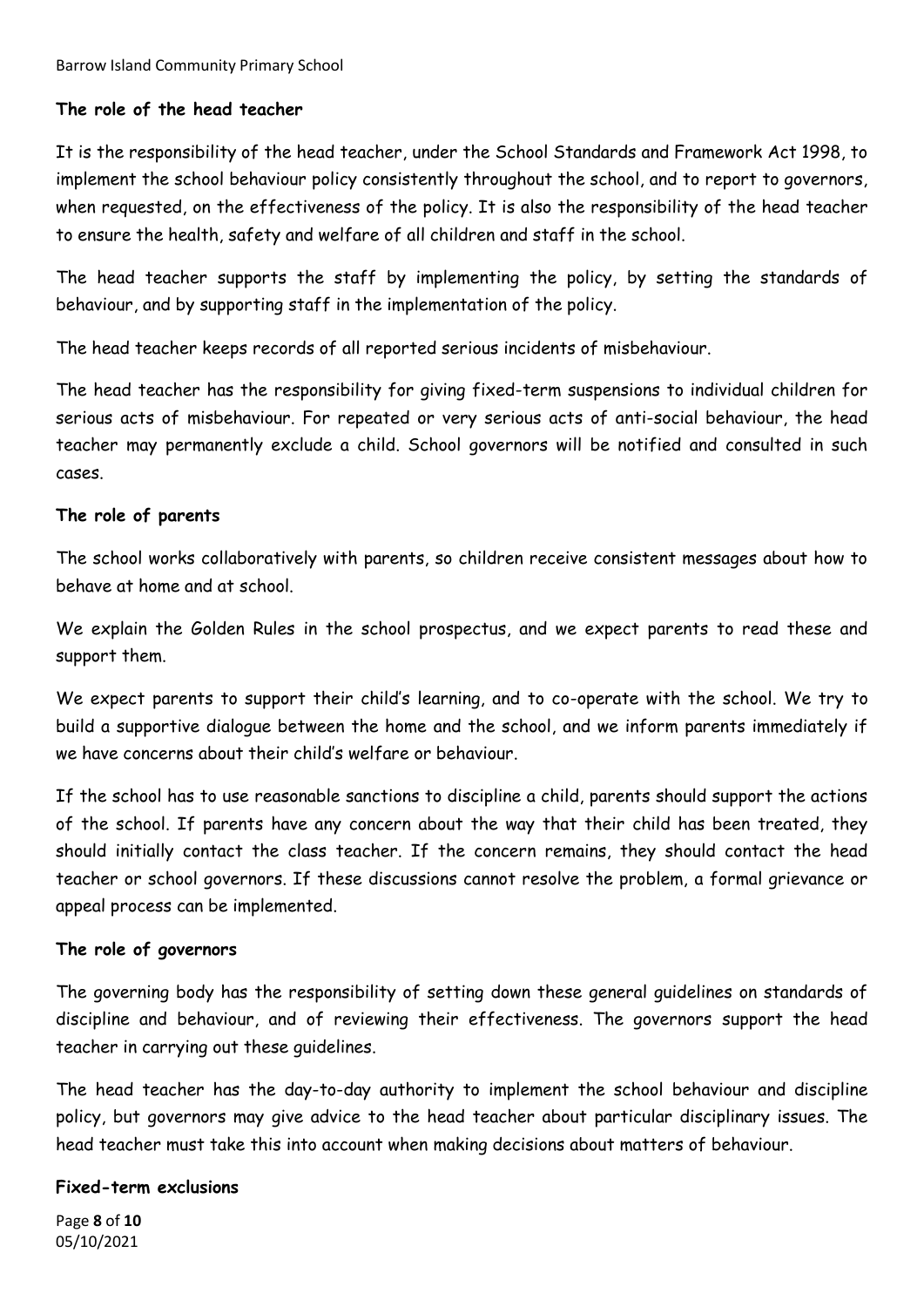**The role of the head teacher**

It is the responsibility of the head teacher, under the School Standards and Framework Act 1998, to implement the school behaviour policy consistently throughout the school, and to report to governors, when requested, on the effectiveness of the policy. It is also the responsibility of the head teacher to ensure the health, safety and welfare of all children and staff in the school.

The head teacher supports the staff by implementing the policy, by setting the standards of behaviour, and by supporting staff in the implementation of the policy.

The head teacher keeps records of all reported serious incidents of misbehaviour.

The head teacher has the responsibility for giving fixed-term suspensions to individual children for serious acts of misbehaviour. For repeated or very serious acts of anti-social behaviour, the head teacher may permanently exclude a child. School governors will be notified and consulted in such cases.

**The role of parents**

The school works collaboratively with parents, so children receive consistent messages about how to behave at home and at school.

We explain the Golden Rules in the school prospectus, and we expect parents to read these and support them.

We expect parents to support their child's learning, and to co-operate with the school. We try to build a supportive dialogue between the home and the school, and we inform parents immediately if we have concerns about their child's welfare or behaviour.

If the school has to use reasonable sanctions to discipline a child, parents should support the actions of the school. If parents have any concern about the way that their child has been treated, they should initially contact the class teacher. If the concern remains, they should contact the head teacher or school governors. If these discussions cannot resolve the problem, a formal grievance or appeal process can be implemented.

**The role of governors**

The governing body has the responsibility of setting down these general guidelines on standards of discipline and behaviour, and of reviewing their effectiveness. The governors support the head teacher in carrying out these guidelines.

The head teacher has the day-to-day authority to implement the school behaviour and discipline policy, but governors may give advice to the head teacher about particular disciplinary issues. The head teacher must take this into account when making decisions about matters of behaviour.

**Fixed-term exclusions**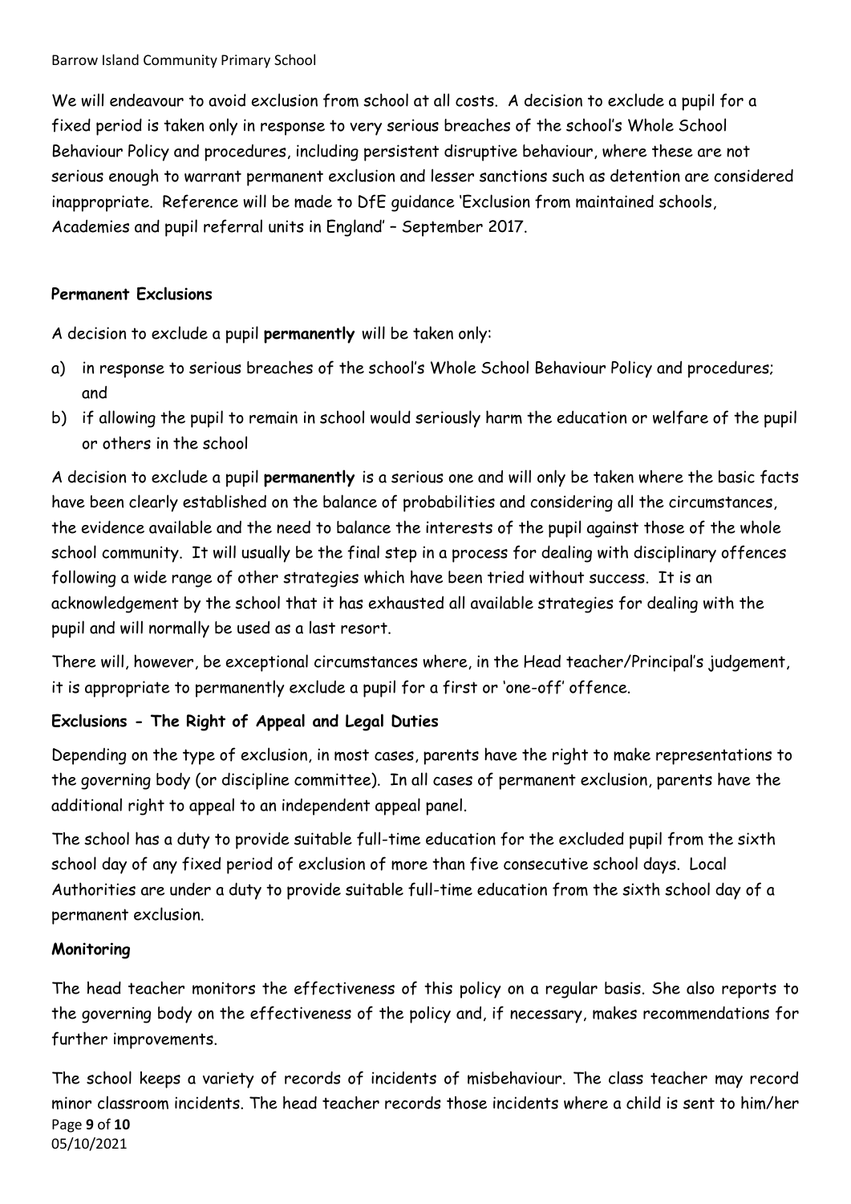We will endeavour to avoid exclusion from school at all costs. A decision to exclude a pupil for a fixed period is taken only in response to very serious breaches of the school's Whole School Behaviour Policy and procedures, including persistent disruptive behaviour, where these are not serious enough to warrant permanent exclusion and lesser sanctions such as detention are considered inappropriate. Reference will be made to DfE guidance 'Exclusion from maintained schools, Academies and pupil referral units in England' – September 2017.

**Permanent Exclusions**

A decision to exclude a pupil **permanently** will be taken only:

a) in response to serious breaches of the school's Whole School Behaviour Policy and procedures; and
b) if allowing the pupil to remain in school would seriously harm the education or welfare of the pupil or others in the school

A decision to exclude a pupil **permanently** is a serious one and will only be taken where the basic facts have been clearly established on the balance of probabilities and considering all the circumstances, the evidence available and the need to balance the interests of the pupil against those of the whole school community. It will usually be the final step in a process for dealing with disciplinary offences following a wide range of other strategies which have been tried without success. It is an acknowledgement by the school that it has exhausted all available strategies for dealing with the pupil and will normally be used as a last resort.

There will, however, be exceptional circumstances where, in the Head teacher/Principal's judgement, it is appropriate to permanently exclude a pupil for a first or 'one-off' offence.

**Exclusions - The Right of Appeal and Legal Duties**

Depending on the type of exclusion, in most cases, parents have the right to make representations to the governing body (or discipline committee). In all cases of permanent exclusion, parents have the additional right to appeal to an independent appeal panel.

The school has a duty to provide suitable full-time education for the excluded pupil from the sixth school day of any fixed period of exclusion of more than five consecutive school days. Local Authorities are under a duty to provide suitable full-time education from the sixth school day of a permanent exclusion.

**Monitoring**

The head teacher monitors the effectiveness of this policy on a regular basis. She also reports to the governing body on the effectiveness of the policy and, if necessary, makes recommendations for further improvements.

The school keeps a variety of records of incidents of misbehaviour. The class teacher may record minor classroom incidents. The head teacher records those incidents where a child is sent to him/her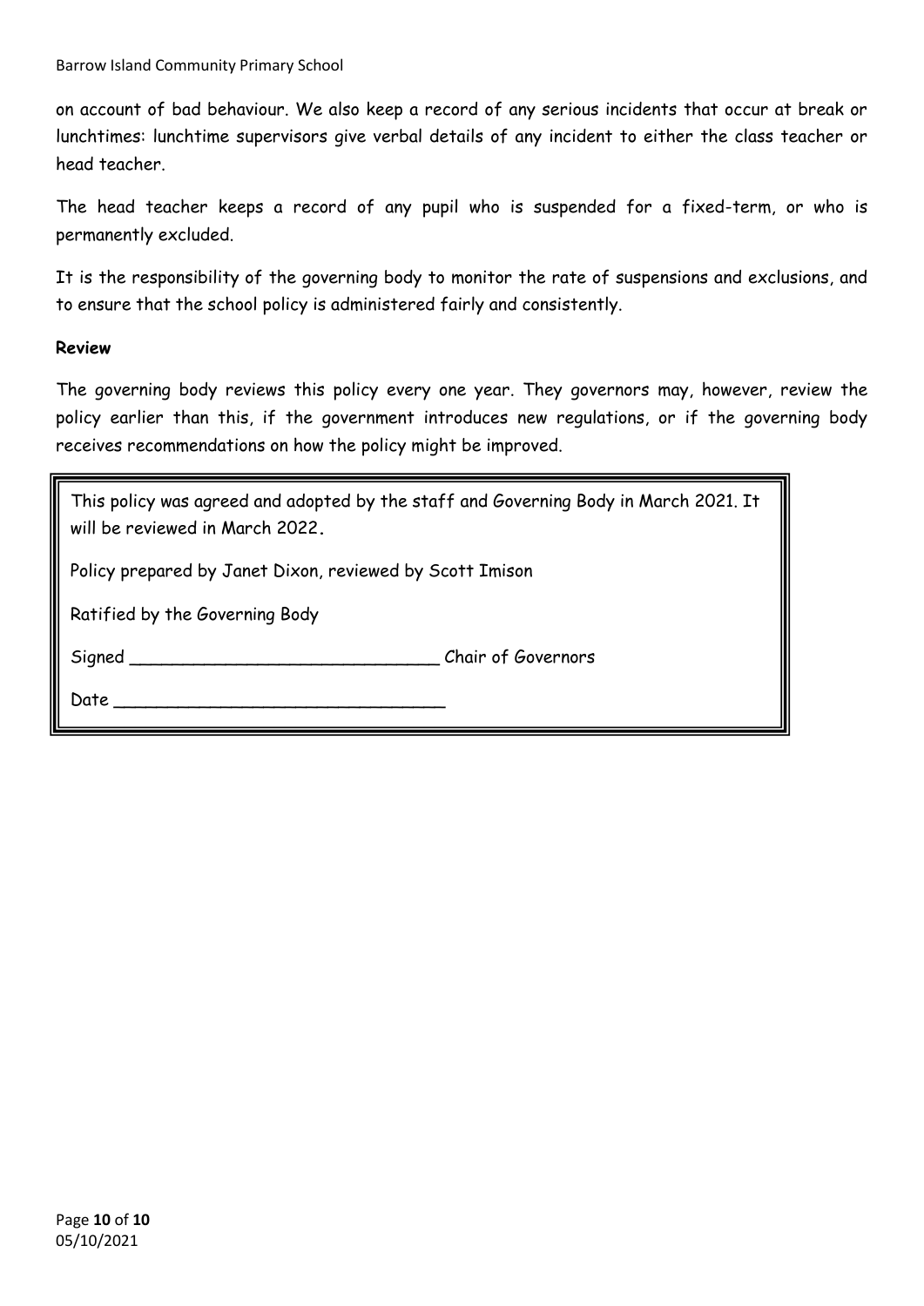on account of bad behaviour. We also keep a record of any serious incidents that occur at break or lunchtimes: lunchtime supervisors give verbal details of any incident to either the class teacher or head teacher.

The head teacher keeps a record of any pupil who is suspended for a fixed-term, or who is permanently excluded.

It is the responsibility of the governing body to monitor the rate of suspensions and exclusions, and to ensure that the school policy is administered fairly and consistently.

**Review**

The governing body reviews this policy every one year. They governors may, however, review the policy earlier than this, if the government introduces new regulations, or if the governing body receives recommendations on how the policy might be improved.

This policy was agreed and adopted by the staff and Governing Body in March 2021. It will be reviewed in March 2022.

Policy prepared by Janet Dixon, reviewed by Scott Imison

Ratified by the Governing Body

Signed _____________________________ Chair of Governors

Date _______________________________